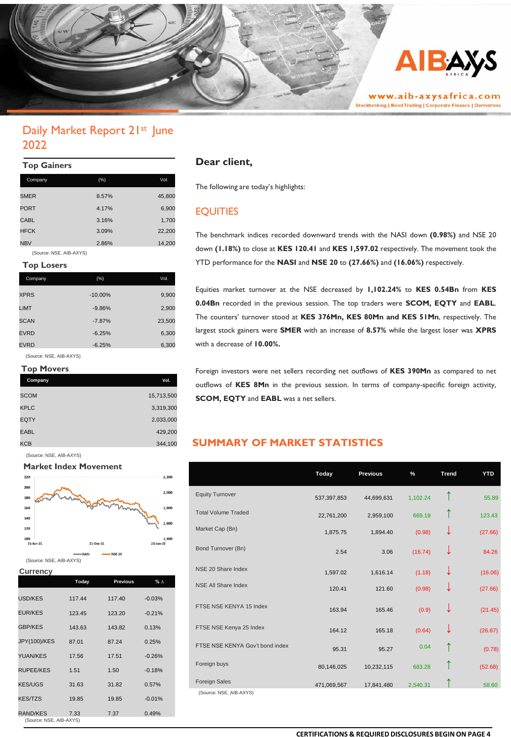# Daily Market Report 21st June 2022

## Top Gainers

| Company | (%) | Vol. |
|---|---|---|
| SMER | 8.57% | 45,800 |
| PORT | 4.17% | 6,900 |
| CABL | 3.16% | 1,700 |
| HFCK | 3.09% | 22,200 |
| NBV | 2.86% | 14,200 |

(Source: NSE, AIB-AXYS)

## Top Losers

| Company | (%) | Vol. |
|---|---|---|
| XPRS | -10.00% | 9,900 |
| LIMT | -9.86% | 2,900 |
| SCAN | -7.87% | 23,500 |
| EVRD | -6.25% | 6,300 |
| EVRD | -6.25% | 6,300 |

(Source: NSE, AIB-AXYS)

## Top Movers

| Company | Vol. |
|---|---|
| SCOM | 15,713,500 |
| KPLC | 3,319,300 |
| EQTY | 2,033,000 |
| EABL | 429,200 |
| KCB | 344,100 |

(Source: NSE, AIB-AXYS)

## Market Index Movement

(Source: NSE, AIB-AXYS)

## Currency

| | Today | Previous | % Δ |
|---|---|---|---|
| USD/KES | 117.44 | 117.40 | -0.03% |
| EUR/KES | 123.45 | 123.20 | -0.21% |
| GBP/KES | 143.63 | 143.82 | 0.13% |
| JPY(100)/KES | 87.01 | 87.24 | 0.25% |
| YUAN/KES | 17.56 | 17.51 | -0.26% |
| RUPEE/KES | 1.51 | 1.50 | -0.18% |
| KES/UGS | 31.63 | 31.82 | 0.57% |
| KES/TZS | 19.85 | 19.85 | -0.01% |
| RAND/KES | 7.33 | 7.37 | 0.49% |

(Source: NSE, AIB-AXYS)

## Dear client,

The following are today's highlights:

## EQUITIES

The benchmark indices recorded downward trends with the NASI down **(0.98%)** and NSE 20 down **(1.18%)** to close at **KES 120.41** and **KES 1,597.02** respectively. The movement took the YTD performance for the **NASI** and **NSE 20** to **(27.66%)** and **(16.06%)** respectively.

Equities market turnover at the NSE decreased by **1,102.24%** to **KES 0.54Bn** from **KES 0.04Bn** recorded in the previous session. The top traders were **SCOM, EQTY** and **EABL**. The counters' turnover stood at **KES 376Mn, KES 80Mn and KES 51Mn**, respectively. The largest stock gainers were **SMER** with an increase of **8.57%** while the largest loser was **XPRS** with a decrease of **10.00%.**

Foreign investors were net sellers recording net outflows of **KES 390Mn** as compared to net outflows of **KES 8Mn** in the previous session. In terms of company-specific foreign activity, **SCOM, EQTY** and **EABL** was a net sellers.

## SUMMARY OF MARKET STATISTICS

| | Today | Previous | % | Trend | YTD |
|---|---|---|---|---|---|
| Equity Turnover | 537,397,853 | 44,699,631 | 1,102.24 | ↑ | 55.89 |
| Total Volume Traded | 22,761,200 | 2,959,100 | 669.19 | ↑ | 123.43 |
| Market Cap (Bn) | 1,875.75 | 1,894.40 | (0.98) | ↓ | (27.66) |
| Bond Turnover (Bn) | 2.54 | 3.06 | (16.74) | ↓ | 84.26 |
| NSE 20 Share Index | 1,597.02 | 1,616.14 | (1.18) | ↓ | (16.06) |
| NSE All Share Index | 120.41 | 121.60 | (0.98) | ↓ | (27.66) |
| FTSE NSE KENYA 15 Index | 163.94 | 165.46 | (0.9) | ↓ | (21.45) |
| FTSE NSE Kenya 25 Index | 164.12 | 165.18 | (0.64) | ↓ | (26.67) |
| FTSE NSE KENYA Gov't bond index | 95.31 | 95.27 | 0.04 | ↑ | (0.78) |
| Foreign buys | 80,146,025 | 10,232,115 | 683.28 | ↑ | (52.68) |
| Foreign Sales | 471,069,567 | 17,841,480 | 2,540.31 | ↑ | 58.60 |

(Source: NSE, AIB-AXYS)

**CERTIFICATIONS & REQUIRED DISCLOSURES BEGIN ON PAGE 4**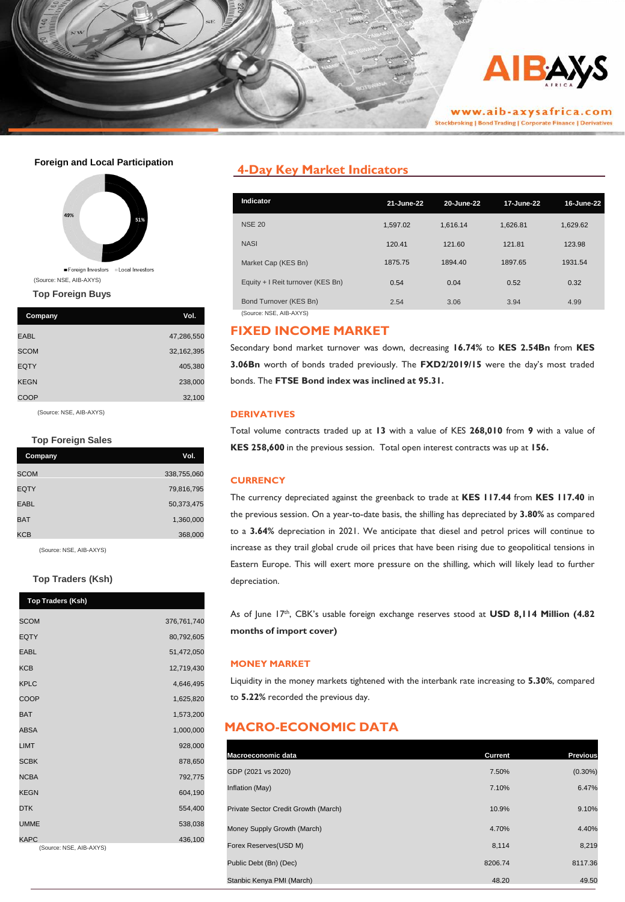## Foreign and Local Participation

Foreign Investors 51% | Local Investors 49%

(Source: NSE, AIB-AXYS)

### Top Foreign Buys

| Company | Vol. |
|---|---|
| EABL | 47,286,550 |
| SCOM | 32,162,395 |
| EQTY | 405,380 |
| KEGN | 238,000 |
| COOP | 32,100 |

(Source: NSE, AIB-AXYS)

### Top Foreign Sales

| Company | Vol. |
|---|---|
| SCOM | 338,755,060 |
| EQTY | 79,816,795 |
| EABL | 50,373,475 |
| BAT | 1,360,000 |
| KCB | 368,000 |

(Source: NSE, AIB-AXYS)

### Top Traders (Ksh)

| Top Traders (Ksh) | |
|---|---|
| SCOM | 376,761,740 |
| EQTY | 80,792,605 |
| EABL | 51,472,050 |
| KCB | 12,719,430 |
| KPLC | 4,646,495 |
| COOP | 1,625,820 |
| BAT | 1,573,200 |
| ABSA | 1,000,000 |
| LIMT | 928,000 |
| SCBK | 878,650 |
| NCBA | 792,775 |
| KEGN | 604,190 |
| DTK | 554,400 |
| UMME | 538,038 |
| KAPC | 436,100 |

(Source: NSE, AIB-AXYS)

## 4-Day Key Market Indicators

| Indicator | 21-June-22 | 20-June-22 | 17-June-22 | 16-June-22 |
|---|---|---|---|---|
| NSE 20 | 1,597.02 | 1,616.14 | 1,626.81 | 1,629.62 |
| NASI | 120.41 | 121.60 | 121.81 | 123.98 |
| Market Cap (KES Bn) | 1875.75 | 1894.40 | 1897.65 | 1931.54 |
| Equity + I Reit turnover (KES Bn) | 0.54 | 0.04 | 0.52 | 0.32 |
| Bond Turnover (KES Bn) | 2.54 | 3.06 | 3.94 | 4.99 |

(Source: NSE, AIB-AXYS)

## FIXED INCOME MARKET

Secondary bond market turnover was down, decreasing **16.74%** to **KES 2.54Bn** from **KES 3.06Bn** worth of bonds traded previously. The **FXD2/2019/15** were the day's most traded bonds. The **FTSE Bond index was inclined at 95.31.**

### DERIVATIVES

Total volume contracts traded up at **13** with a value of KES **268,010** from **9** with a value of **KES 258,600** in the previous session. Total open interest contracts was up at **156.**

### CURRENCY

The currency depreciated against the greenback to trade at **KES 117.44** from **KES 117.40** in the previous session. On a year-to-date basis, the shilling has depreciated by **3.80%** as compared to a **3.64%** depreciation in 2021. We anticipate that diesel and petrol prices will continue to increase as they trail global crude oil prices that have been rising due to geopolitical tensions in Eastern Europe. This will exert more pressure on the shilling, which will likely lead to further depreciation.

As of June 17th, CBK's usable foreign exchange reserves stood at **USD 8,114 Million (4.82 months of import cover)**

### MONEY MARKET

Liquidity in the money markets tightened with the interbank rate increasing to **5.30%**, compared to **5.22%** recorded the previous day.

## MACRO-ECONOMIC DATA

| Macroeconomic data | Current | Previous |
|---|---|---|
| GDP (2021 vs 2020) | 7.50% | (0.30%) |
| Inflation (May) | 7.10% | 6.47% |
| Private Sector Credit Growth (March) | 10.9% | 9.10% |
| Money Supply Growth (March) | 4.70% | 4.40% |
| Forex Reserves(USD M) | 8,114 | 8,219 |
| Public Debt (Bn) (Dec) | 8206.74 | 8117.36 |
| Stanbic Kenya PMI (March) | 48.20 | 49.50 |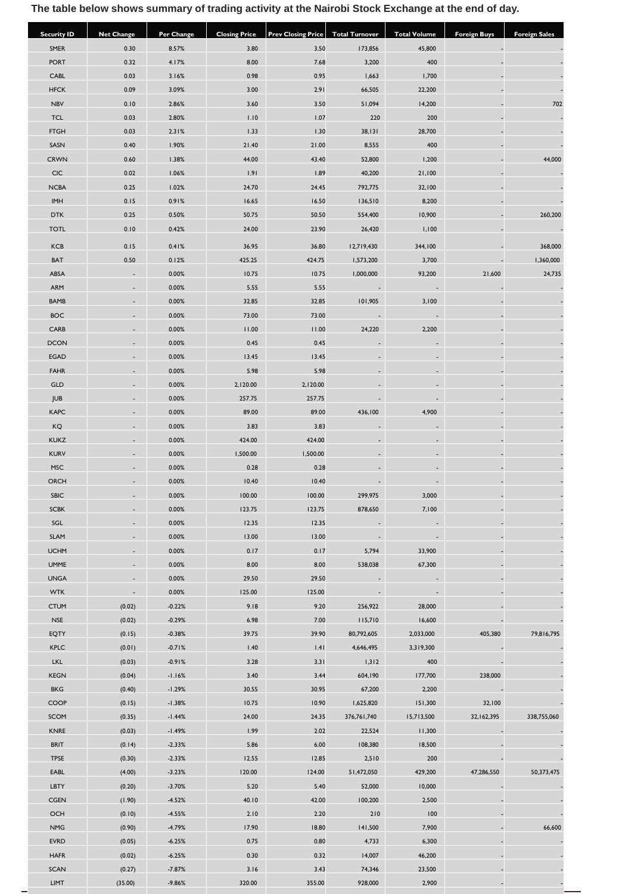**The table below shows summary of trading activity at the Nairobi Stock Exchange at the end of day.**

| Security ID | Net Change | Per Change | Closing Price | Prev Closing Price | Total Turnover | Total Volume | Foreign Buys | Foreign Sales |
|---|---|---|---|---|---|---|---|---|
| SMER | 0.30 | 8.57% | 3.80 | 3.50 | 173,856 | 45,800 | - | - |
| PORT | 0.32 | 4.17% | 8.00 | 7.68 | 3,200 | 400 | - | - |
| CABL | 0.03 | 3.16% | 0.98 | 0.95 | 1,663 | 1,700 | - | - |
| HFCK | 0.09 | 3.09% | 3.00 | 2.91 | 66,505 | 22,200 | - | - |
| NBV | 0.10 | 2.86% | 3.60 | 3.50 | 51,094 | 14,200 | - | 702 |
| TCL | 0.03 | 2.80% | 1.10 | 1.07 | 220 | 200 | - | - |
| FTGH | 0.03 | 2.31% | 1.33 | 1.30 | 38,131 | 28,700 | - | - |
| SASN | 0.40 | 1.90% | 21.40 | 21.00 | 8,555 | 400 | - | - |
| CRWN | 0.60 | 1.38% | 44.00 | 43.40 | 52,800 | 1,200 | - | 44,000 |
| CIC | 0.02 | 1.06% | 1.91 | 1.89 | 40,200 | 21,100 | - | - |
| NCBA | 0.25 | 1.02% | 24.70 | 24.45 | 792,775 | 32,100 | - | - |
| IMH | 0.15 | 0.91% | 16.65 | 16.50 | 136,510 | 8,200 | - | - |
| DTK | 0.25 | 0.50% | 50.75 | 50.50 | 554,400 | 10,900 | - | 260,200 |
| TOTL | 0.10 | 0.42% | 24.00 | 23.90 | 26,420 | 1,100 | - | - |
| KCB | 0.15 | 0.41% | 36.95 | 36.80 | 12,719,430 | 344,100 | - | 368,000 |
| BAT | 0.50 | 0.12% | 425.25 | 424.75 | 1,573,200 | 3,700 | - | 1,360,000 |
| ABSA | - | 0.00% | 10.75 | 10.75 | 1,000,000 | 93,200 | 21,600 | 24,735 |
| ARM | - | 0.00% | 5.55 | 5.55 | - | - | - | - |
| BAMB | - | 0.00% | 32.85 | 32.85 | 101,905 | 3,100 | - | - |
| BOC | - | 0.00% | 73.00 | 73.00 | - | - | - | - |
| CARB | - | 0.00% | 11.00 | 11.00 | 24,220 | 2,200 | - | - |
| DCON | - | 0.00% | 0.45 | 0.45 | - | - | - | - |
| EGAD | - | 0.00% | 13.45 | 13.45 | - | - | - | - |
| FAHR | - | 0.00% | 5.98 | 5.98 | - | - | - | - |
| GLD | - | 0.00% | 2,120.00 | 2,120.00 | - | - | - | - |
| JUB | - | 0.00% | 257.75 | 257.75 | - | - | - | - |
| KAPC | - | 0.00% | 89.00 | 89.00 | 436,100 | 4,900 | - | - |
| KQ | - | 0.00% | 3.83 | 3.83 | - | - | - | - |
| KUKZ | - | 0.00% | 424.00 | 424.00 | - | - | - | - |
| KURV | - | 0.00% | 1,500.00 | 1,500.00 | - | - | - | - |
| MSC | - | 0.00% | 0.28 | 0.28 | - | - | - | - |
| ORCH | - | 0.00% | 10.40 | 10.40 | - | - | - | - |
| SBIC | - | 0.00% | 100.00 | 100.00 | 299,975 | 3,000 | - | - |
| SCBK | - | 0.00% | 123.75 | 123.75 | 878,650 | 7,100 | - | - |
| SGL | - | 0.00% | 12.35 | 12.35 | - | - | - | - |
| SLAM | - | 0.00% | 13.00 | 13.00 | - | - | - | - |
| UCHM | - | 0.00% | 0.17 | 0.17 | 5,794 | 33,900 | - | - |
| UMME | - | 0.00% | 8.00 | 8.00 | 538,038 | 67,300 | - | - |
| UNGA | - | 0.00% | 29.50 | 29.50 | - | - | - | - |
| WTK | - | 0.00% | 125.00 | 125.00 | - | - | - | - |
| CTUM | (0.02) | -0.22% | 9.18 | 9.20 | 256,922 | 28,000 | - | - |
| NSE | (0.02) | -0.29% | 6.98 | 7.00 | 115,710 | 16,600 | - | - |
| EQTY | (0.15) | -0.38% | 39.75 | 39.90 | 80,792,605 | 2,033,000 | 405,380 | 79,816,795 |
| KPLC | (0.01) | -0.71% | 1.40 | 1.41 | 4,646,495 | 3,319,300 | - | - |
| LKL | (0.03) | -0.91% | 3.28 | 3.31 | 1,312 | 400 | - | - |
| KEGN | (0.04) | -1.16% | 3.40 | 3.44 | 604,190 | 177,700 | 238,000 | - |
| BKG | (0.40) | -1.29% | 30.55 | 30.95 | 67,200 | 2,200 | - | - |
| COOP | (0.15) | -1.38% | 10.75 | 10.90 | 1,625,820 | 151,300 | 32,100 | - |
| SCOM | (0.35) | -1.44% | 24.00 | 24.35 | 376,761,740 | 15,713,500 | 32,162,395 | 338,755,060 |
| KNRE | (0.03) | -1.49% | 1.99 | 2.02 | 22,524 | 11,300 | - | - |
| BRIT | (0.14) | -2.33% | 5.86 | 6.00 | 108,380 | 18,500 | - | - |
| TPSE | (0.30) | -2.33% | 12.55 | 12.85 | 2,510 | 200 | - | - |
| EABL | (4.00) | -3.23% | 120.00 | 124.00 | 51,472,050 | 429,200 | 47,286,550 | 50,373,475 |
| LBTY | (0.20) | -3.70% | 5.20 | 5.40 | 52,000 | 10,000 | - | - |
| CGEN | (1.90) | -4.52% | 40.10 | 42.00 | 100,200 | 2,500 | - | - |
| OCH | (0.10) | -4.55% | 2.10 | 2.20 | 210 | 100 | - | - |
| NMG | (0.90) | -4.79% | 17.90 | 18.80 | 141,500 | 7,900 | - | 66,600 |
| EVRD | (0.05) | -6.25% | 0.75 | 0.80 | 4,733 | 6,300 | - | - |
| HAFR | (0.02) | -6.25% | 0.30 | 0.32 | 14,007 | 46,200 | - | - |
| SCAN | (0.27) | -7.87% | 3.16 | 3.43 | 74,346 | 23,500 | - | - |
| LIMT | (35.00) | -9.86% | 320.00 | 355.00 | 928,000 | 2,900 | - | - |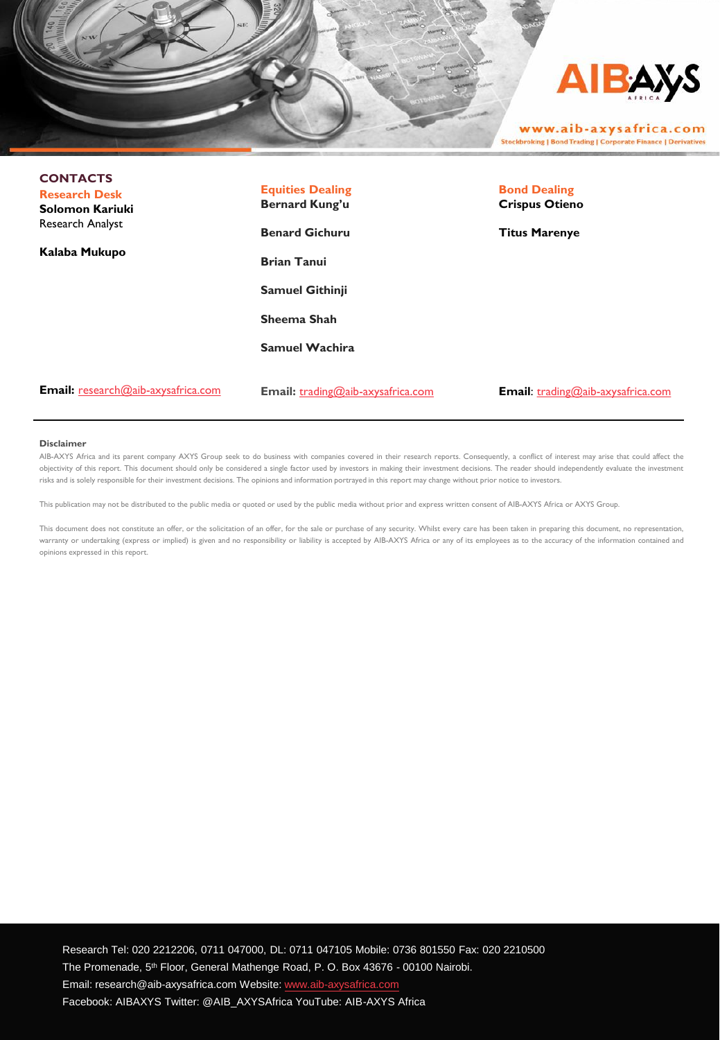www.aib-axysafrica.com

Stockbroking | Bond Trading | Corporate Finance | Derivatives

## CONTACTS

**Research Desk**

**Solomon Kariuki**
Research Analyst

**Kalaba Mukupo**

**Email:** research@aib-axysafrica.com

**Equities Dealing**

**Bernard Kung'u**

**Benard Gichuru**

**Brian Tanui**

**Samuel Githinji**

**Sheema Shah**

**Samuel Wachira**

**Email:** trading@aib-axysafrica.com

**Bond Dealing**

**Crispus Otieno**

**Titus Marenye**

**Email**: trading@aib-axysafrica.com

---

**Disclaimer**

AIB-AXYS Africa and its parent company AXYS Group seek to do business with companies covered in their research reports. Consequently, a conflict of interest may arise that could affect the objectivity of this report. This document should only be considered a single factor used by investors in making their investment decisions. The reader should independently evaluate the investment risks and is solely responsible for their investment decisions. The opinions and information portrayed in this report may change without prior notice to investors.

This publication may not be distributed to the public media or quoted or used by the public media without prior and express written consent of AIB-AXYS Africa or AXYS Group.

This document does not constitute an offer, or the solicitation of an offer, for the sale or purchase of any security. Whilst every care has been taken in preparing this document, no representation, warranty or undertaking (express or implied) is given and no responsibility or liability is accepted by AIB-AXYS Africa or any of its employees as to the accuracy of the information contained and opinions expressed in this report.

Research Tel: 020 2212206, 0711 047000, DL: 0711 047105 Mobile: 0736 801550 Fax: 020 2210500
The Promenade, 5th Floor, General Mathenge Road, P. O. Box 43676 - 00100 Nairobi.
Email: research@aib-axysafrica.com Website: www.aib-axysafrica.com
Facebook: AIBAXYS Twitter: @AIB_AXYSAfrica YouTube: AIB-AXYS Africa